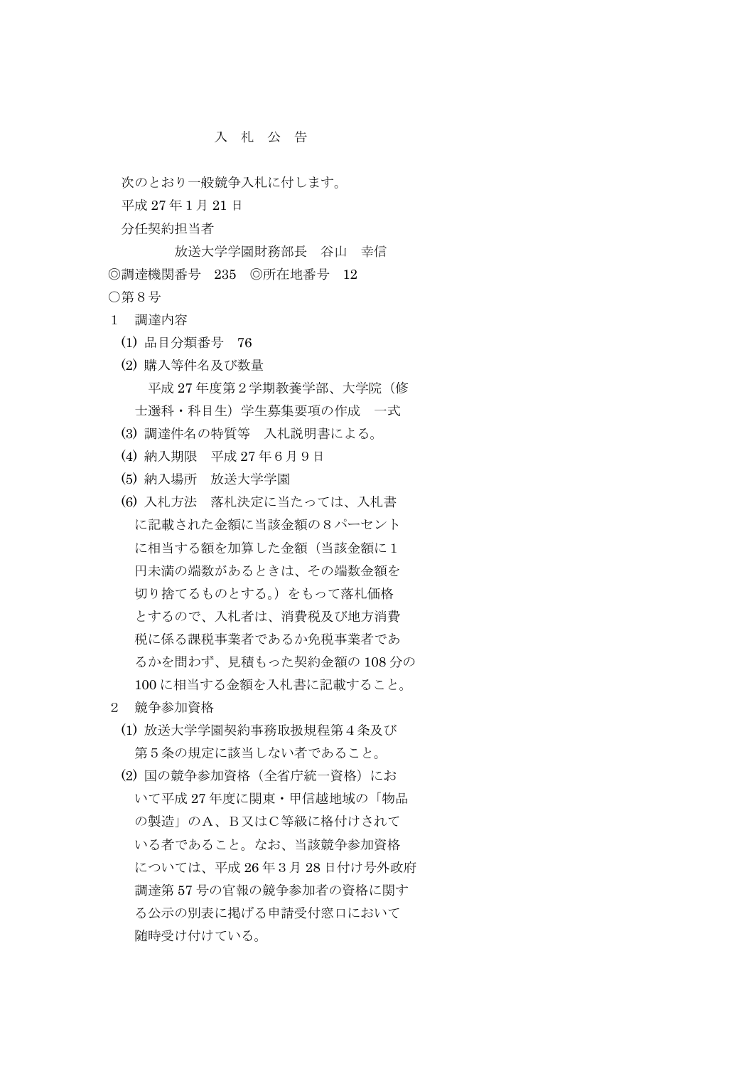# 入　札　公　告

次のとおり一般競争入札に付します。

平成 27 年 1 月 21 日

分任契約担当者

放送大学学園財務部長　谷山　幸信

◎調達機関番号　235　◎所在地番号　12

○第８号

１　調達内容

(1) 品目分類番号　76

(2) 購入等件名及び数量

平成 27 年度第２学期教養学部、大学院（修士選科・科目生）学生募集要項の作成　一式

(3) 調達件名の特質等　入札説明書による。

(4) 納入期限　平成 27 年 6 月 9 日

(5) 納入場所　放送大学学園

(6) 入札方法　落札決定に当たっては、入札書に記載された金額に当該金額の８パーセントに相当する額を加算した金額（当該金額に１円未満の端数があるときは、その端数金額を切り捨てるものとする。）をもって落札価格とするので、入札者は、消費税及び地方消費税に係る課税事業者であるか免税事業者であるかを問わず、見積もった契約金額の 108 分の 100 に相当する金額を入札書に記載すること。

２　競争参加資格

(1) 放送大学学園契約事務取扱規程第４条及び第５条の規定に該当しない者であること。

(2) 国の競争参加資格（全省庁統一資格）において平成 27 年度に関東・甲信越地域の「物品の製造」のＡ、Ｂ又はＣ等級に格付けされている者であること。なお、当該競争参加資格については、平成 26 年 3 月 28 日付け号外政府調達第 57 号の官報の競争参加者の資格に関する公示の別表に掲げる申請受付窓口において随時受け付けている。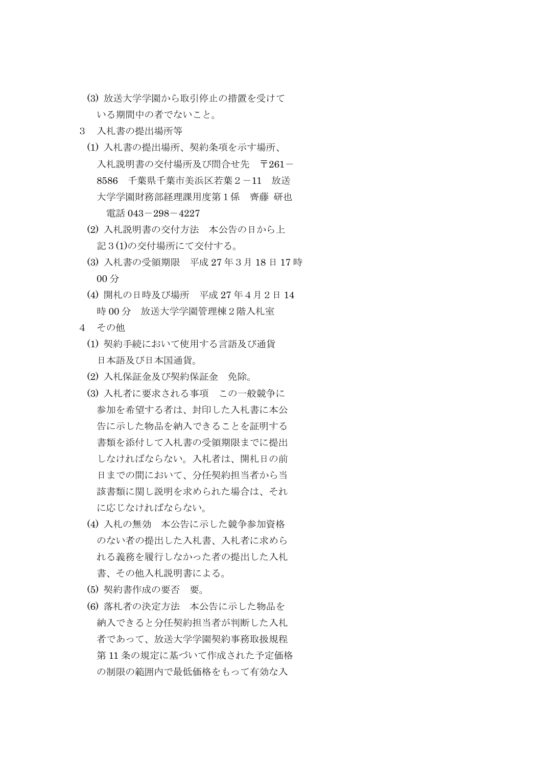(3) 放送大学学園から取引停止の措置を受けている期間中の者でないこと。

3　入札書の提出場所等

(1) 入札書の提出場所、契約条項を示す場所、入札説明書の交付場所及び問合せ先　〒261－8586　千葉県千葉市美浜区若葉２－11　放送大学学園財務部経理課用度第１係　齋藤 研也　電話 043－298－4227

(2) 入札説明書の交付方法　本公告の日から上記３(1)の交付場所にて交付する。

(3) 入札書の受領期限　平成 27 年３月 18 日 17 時 00 分

(4) 開札の日時及び場所　平成 27 年４月２日 14 時 00 分　放送大学学園管理棟２階入札室

4　その他

(1) 契約手続において使用する言語及び通貨　日本語及び日本国通貨。

(2) 入札保証金及び契約保証金　免除。

(3) 入札者に要求される事項　この一般競争に参加を希望する者は、封印した入札書に本公告に示した物品を納入できることを証明する書類を添付して入札書の受領期限までに提出しなければならない。入札者は、開札日の前日までの間において、分任契約担当者から当該書類に関し説明を求められた場合は、それに応じなければならない。

(4) 入札の無効　本公告に示した競争参加資格のない者の提出した入札書、入札者に求められる義務を履行しなかった者の提出した入札書、その他入札説明書による。

(5) 契約書作成の要否　要。

(6) 落札者の決定方法　本公告に示した物品を納入できると分任契約担当者が判断した入札者であって、放送大学学園契約事務取扱規程第 11 条の規定に基づいて作成された予定価格の制限の範囲内で最低価格をもって有効な入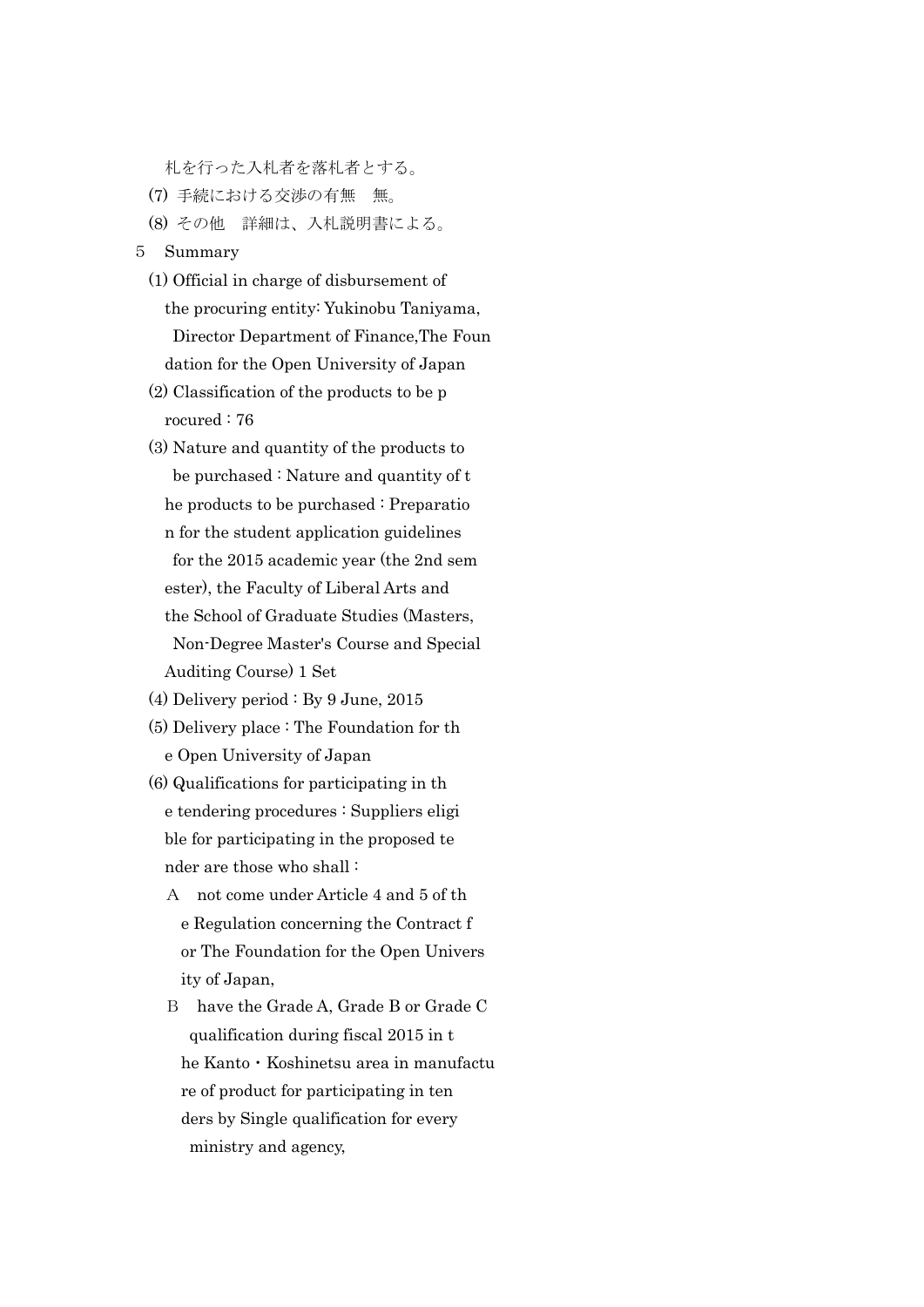札を行った入札者を落札者とする。

(7) 手続における交渉の有無　無。

(8) その他　詳細は、入札説明書による。

5　Summary

(1) Official in charge of disbursement of the procuring entity: Yukinobu Taniyama, Director Department of Finance,The Foundation for the Open University of Japan

(2) Classification of the products to be procured : 76

(3) Nature and quantity of the products to be purchased : Nature and quantity of the products to be purchased : Preparation for the student application guidelines for the 2015 academic year (the 2nd semester), the Faculty of Liberal Arts and the School of Graduate Studies (Masters, Non-Degree Master's Course and Special Auditing Course) 1 Set

(4) Delivery period : By 9 June, 2015

(5) Delivery place : The Foundation for the Open University of Japan

(6) Qualifications for participating in the tendering procedures : Suppliers eligible for participating in the proposed tender are those who shall :

A　not come under Article 4 and 5 of the Regulation concerning the Contract for The Foundation for the Open University of Japan,

B　have the Grade A, Grade B or Grade C qualification during fiscal 2015 in the Kanto・Koshinetsu area in manufacture of product for participating in tenders by Single qualification for every ministry and agency,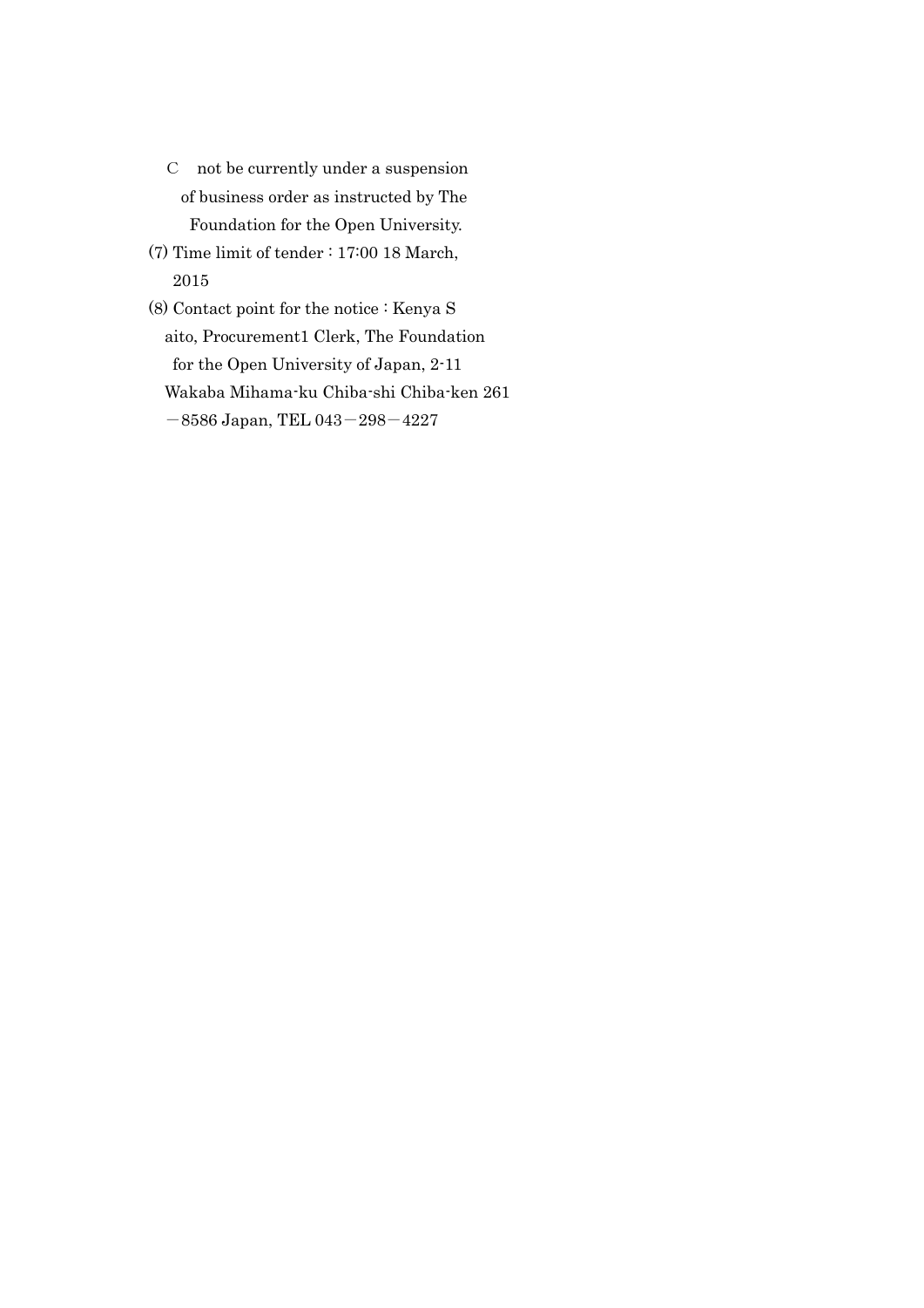C　not be currently under a suspension of business order as instructed by The Foundation for the Open University.

(7) Time limit of tender : 17:00 18 March, 2015

(8) Contact point for the notice : Kenya Saito, Procurement1 Clerk, The Foundation for the Open University of Japan, 2-11 Wakaba Mihama-ku Chiba-shi Chiba-ken 261－8586 Japan, TEL 043－298－4227